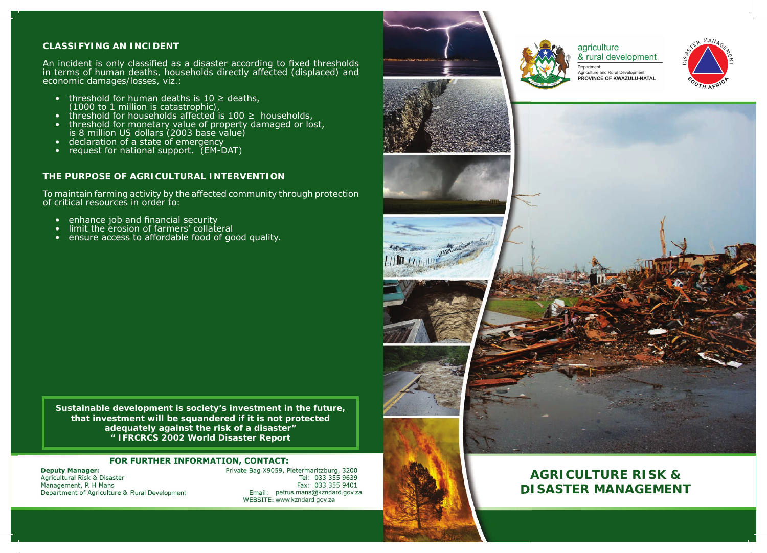## CLASSIFYING AN INCIDENT

An incident is only classified as a disaster according to fixed thresholds in terms of human deaths, households directly affected (displaced) and economic damages/losses, viz.:

- threshold for human deaths is 10 ≥ deaths, (1000 to 1 million is catastrophic),
- threshold for households affected is 100 ≥ households,
- threshold for monetary value of property damaged or lost, is 8 million US dollars (2003 base value)
- declaration of a state of emergency
- request for national support. (EM-DAT)

## THE PURPOSE OF AGRICULTURAL INTERVENTION

To maintain farming activity by the affected community through protection of critical resources in order to:

- enhance job and financial security
- limit the erosion of farmers' collateral
- ensure access to affordable food of good quality.

**Sustainable development is society's investment in the future, that investment will be squandered if it is not protected adequately against the risk of a disaster"**
**" IFRCRCS 2002 World Disaster Report**

### FOR FURTHER INFORMATION, CONTACT:

**Deputy Manager:**
Agricultural Risk & Disaster Management, P. H Mans
Department of Agriculture & Rural Development

Private Bag X9059, Pietermaritzburg, 3200
Tel: 033 355 9639
Fax: 033 355 9401
Email: petrus.mans@kzndard.gov.za
WEBSITE: www.kzndard.gov.za

agriculture & rural development
Department: Agriculture and Rural Development
PROVINCE OF KWAZULU-NATAL

DISASTER MANAGEMENT SOUTH AFRICA

# AGRICULTURE RISK & DISASTER MANAGEMENT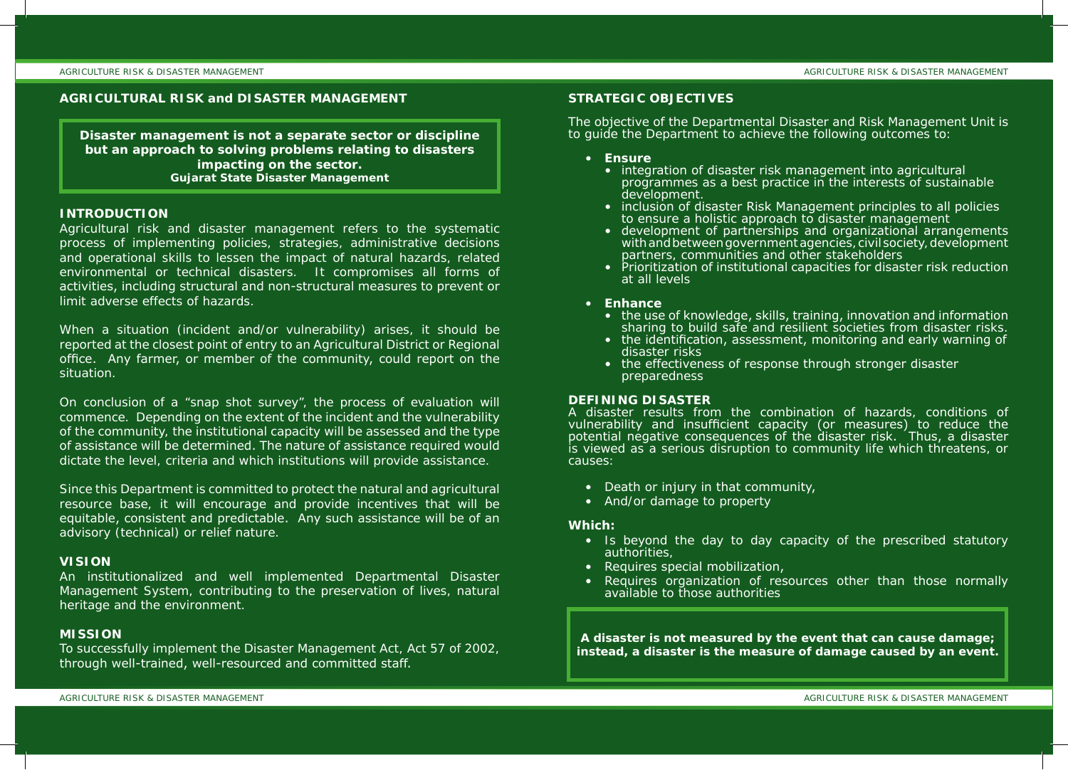## AGRICULTURAL RISK and DISASTER MANAGEMENT

> **Disaster management is not a separate sector or discipline but an approach to solving problems relating to disasters impacting on the sector.**
> **Gujarat State Disaster Management**

### INTRODUCTION

Agricultural risk and disaster management refers to the systematic process of implementing policies, strategies, administrative decisions and operational skills to lessen the impact of natural hazards, related environmental or technical disasters. It compromises all forms of activities, including structural and non-structural measures to prevent or limit adverse effects of hazards.

When a situation (incident and/or vulnerability) arises, it should be reported at the closest point of entry to an Agricultural District or Regional office. Any farmer, or member of the community, could report on the situation.

On conclusion of a "snap shot survey", the process of evaluation will commence. Depending on the extent of the incident and the vulnerability of the community, the institutional capacity will be assessed and the type of assistance will be determined. The nature of assistance required would dictate the level, criteria and which institutions will provide assistance.

Since this Department is committed to protect the natural and agricultural resource base, it will encourage and provide incentives that will be equitable, consistent and predictable. Any such assistance will be of an advisory (technical) or relief nature.

### VISION

An institutionalized and well implemented Departmental Disaster Management System, contributing to the preservation of lives, natural heritage and the environment.

### MISSION

To successfully implement the Disaster Management Act, Act 57 of 2002, through well-trained, well-resourced and committed staff.

### STRATEGIC OBJECTIVES

The objective of the Departmental Disaster and Risk Management Unit is to guide the Department to achieve the following outcomes to:

- **Ensure**
  - integration of disaster risk management into agricultural programmes as a best practice in the interests of sustainable development.
  - inclusion of disaster Risk Management principles to all policies to ensure a holistic approach to disaster management
  - development of partnerships and organizational arrangements with and between government agencies, civil society, development partners, communities and other stakeholders
  - Prioritization of institutional capacities for disaster risk reduction at all levels
- **Enhance**
  - the use of knowledge, skills, training, innovation and information sharing to build safe and resilient societies from disaster risks.
  - the identification, assessment, monitoring and early warning of disaster risks
  - the effectiveness of response through stronger disaster preparedness

### DEFINING DISASTER

A disaster results from the combination of hazards, conditions of vulnerability and insufficient capacity (or measures) to reduce the potential negative consequences of the disaster risk. Thus, a disaster is viewed as a serious disruption to community life which threatens, or causes:

- Death or injury in that community,
- And/or damage to property

**Which:**

- Is beyond the day to day capacity of the prescribed statutory authorities,
- Requires special mobilization,
- Requires organization of resources other than those normally available to those authorities

> **A disaster is not measured by the event that can cause damage; instead, a disaster is the measure of damage caused by an event.**